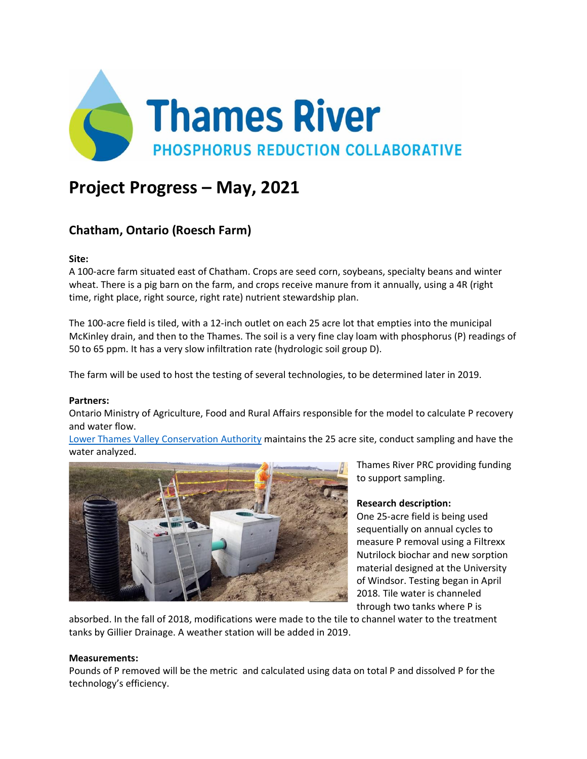Thames River

PHOSPHORUS REDUCTION COLLABORATIVE

# Project Progress – May, 2021

## Chatham, Ontario (Roesch Farm)

**Site:**

A 100-acre farm situated east of Chatham. Crops are seed corn, soybeans, specialty beans and winter wheat. There is a pig barn on the farm, and crops receive manure from it annually, using a 4R (right time, right place, right source, right rate) nutrient stewardship plan.

The 100-acre field is tiled, with a 12-inch outlet on each 25 acre lot that empties into the municipal McKinley drain, and then to the Thames. The soil is a very fine clay loam with phosphorus (P) readings of 50 to 65 ppm. It has a very slow infiltration rate (hydrologic soil group D).

The farm will be used to host the testing of several technologies, to be determined later in 2019.

**Partners:**

Ontario Ministry of Agriculture, Food and Rural Affairs responsible for the model to calculate P recovery and water flow.

Lower Thames Valley Conservation Authority maintains the 25 acre site, conduct sampling and have the water analyzed.

Thames River PRC providing funding to support sampling.

**Research description:**

One 25-acre field is being used sequentially on annual cycles to measure P removal using a Filtrexx Nutrilock biochar and new sorption material designed at the University of Windsor. Testing began in April 2018. Tile water is channeled through two tanks where P is absorbed. In the fall of 2018, modifications were made to the tile to channel water to the treatment tanks by Gillier Drainage. A weather station will be added in 2019.

**Measurements:**

Pounds of P removed will be the metric and calculated using data on total P and dissolved P for the technology's efficiency.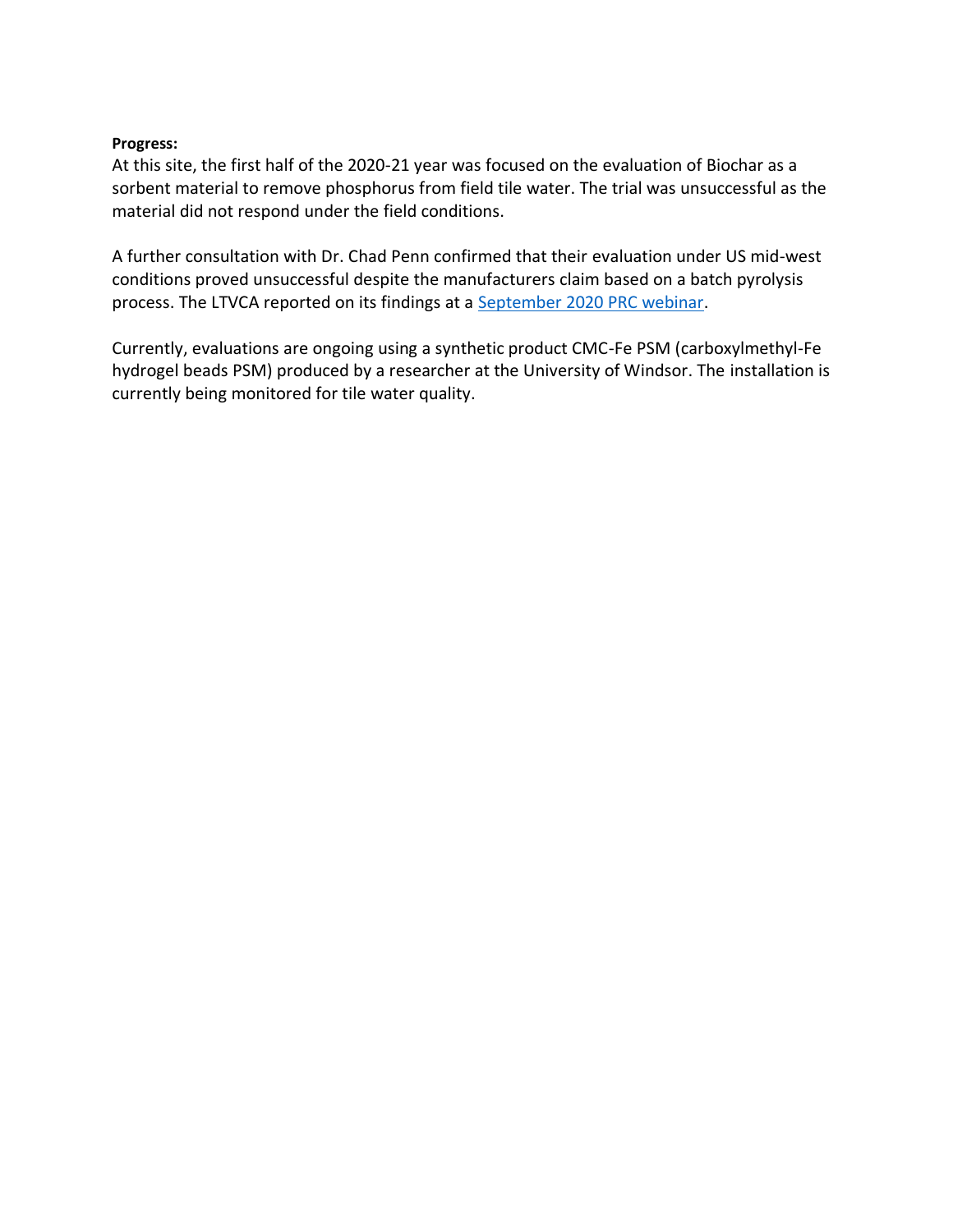**Progress:**

At this site, the first half of the 2020-21 year was focused on the evaluation of Biochar as a sorbent material to remove phosphorus from field tile water. The trial was unsuccessful as the material did not respond under the field conditions.

A further consultation with Dr. Chad Penn confirmed that their evaluation under US mid-west conditions proved unsuccessful despite the manufacturers claim based on a batch pyrolysis process. The LTVCA reported on its findings at a September 2020 PRC webinar.

Currently, evaluations are ongoing using a synthetic product CMC-Fe PSM (carboxylmethyl-Fe hydrogel beads PSM) produced by a researcher at the University of Windsor. The installation is currently being monitored for tile water quality.